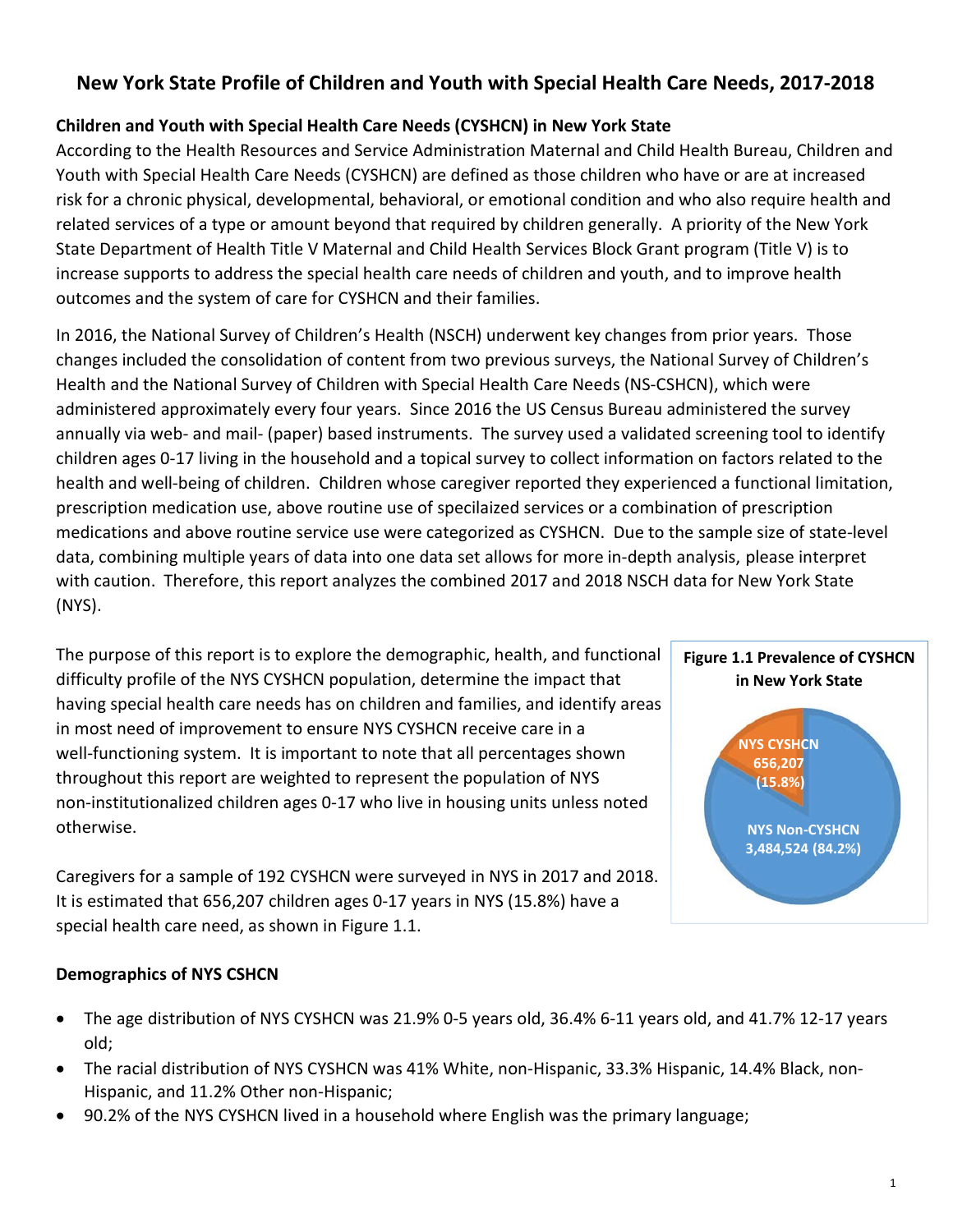# New York State Profile of Children and Youth with Special Health Care Needs, 2017-2018

### Children and Youth with Special Health Care Needs (CYSHCN) in New York State

According to the Health Resources and Service Administration Maternal and Child Health Bureau, Children and Youth with Special Health Care Needs (CYSHCN) are defined as those children who have or are at increased risk for a chronic physical, developmental, behavioral, or emotional condition and who also require health and related services of a type or amount beyond that required by children generally. A priority of the New York State Department of Health Title V Maternal and Child Health Services Block Grant program (Title V) is to increase supports to address the special health care needs of children and youth, and to improve health outcomes and the system of care for CYSHCN and their families.

In 2016, the National Survey of Children's Health (NSCH) underwent key changes from prior years. Those changes included the consolidation of content from two previous surveys, the National Survey of Children's Health and the National Survey of Children with Special Health Care Needs (NS-CSHCN), which were administered approximately every four years. Since 2016 the US Census Bureau administered the survey annually via web- and mail- (paper) based instruments. The survey used a validated screening tool to identify children ages 0-17 living in the household and a topical survey to collect information on factors related to the health and well-being of children. Children whose caregiver reported they experienced a functional limitation, prescription medication use, above routine use of specilaized services or a combination of prescription medications and above routine service use were categorized as CYSHCN. Due to the sample size of state-level data, combining multiple years of data into one data set allows for more in-depth analysis, please interpret with caution. Therefore, this report analyzes the combined 2017 and 2018 NSCH data for New York State (NYS).

The purpose of this report is to explore the demographic, health, and functional difficulty profile of the NYS CYSHCN population, determine the impact that having special health care needs has on children and families, and identify areas in most need of improvement to ensure NYS CYSHCN receive care in a well-functioning system. It is important to note that all percentages shown throughout this report are weighted to represent the population of NYS non-institutionalized children ages 0-17 who live in housing units unless noted otherwise.

Caregivers for a sample of 192 CYSHCN were surveyed in NYS in 2017 and 2018. It is estimated that 656,207 children ages 0-17 years in NYS (15.8%) have a special health care need, as shown in Figure 1.1.

**Figure 1.1 Prevalence of CYSHCN in New York State**

| Group | Number | Percent |
|---|---|---|
| NYS CYSHCN | 656,207 | 15.8% |
| NYS Non-CYSHCN | 3,484,524 | 84.2% |

### Demographics of NYS CSHCN

- The age distribution of NYS CYSHCN was 21.9% 0-5 years old, 36.4% 6-11 years old, and 41.7% 12-17 years old;
- The racial distribution of NYS CYSHCN was 41% White, non-Hispanic, 33.3% Hispanic, 14.4% Black, non-Hispanic, and 11.2% Other non-Hispanic;
- 90.2% of the NYS CYSHCN lived in a household where English was the primary language;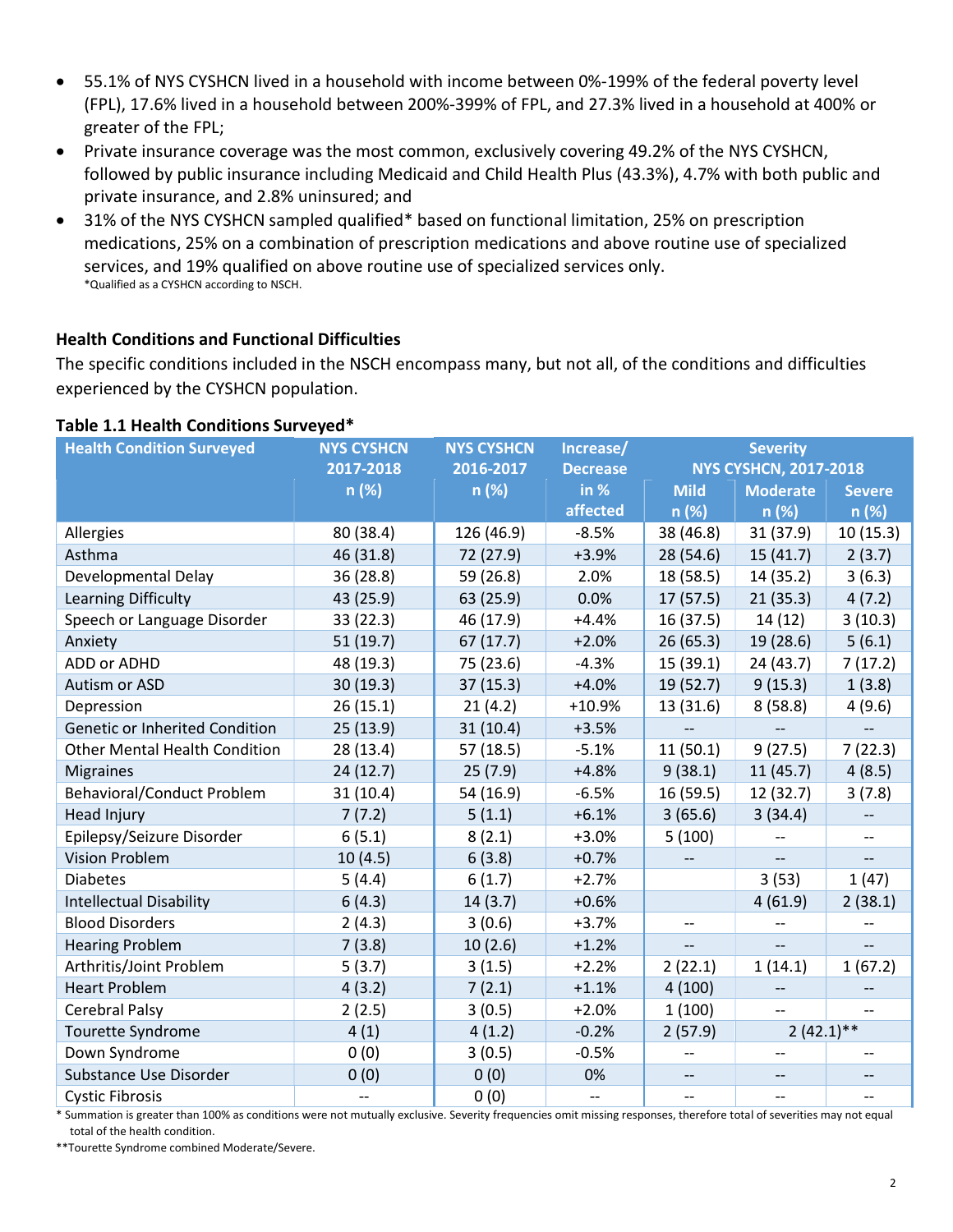- 55.1% of NYS CYSHCN lived in a household with income between 0%-199% of the federal poverty level (FPL), 17.6% lived in a household between 200%-399% of FPL, and 27.3% lived in a household at 400% or greater of the FPL;
- Private insurance coverage was the most common, exclusively covering 49.2% of the NYS CYSHCN, followed by public insurance including Medicaid and Child Health Plus (43.3%), 4.7% with both public and private insurance, and 2.8% uninsured; and
- 31% of the NYS CYSHCN sampled qualified* based on functional limitation, 25% on prescription medications, 25% on a combination of prescription medications and above routine use of specialized services, and 19% qualified on above routine use of specialized services only.
  *Qualified as a CYSHCN according to NSCH.

### Health Conditions and Functional Difficulties

The specific conditions included in the NSCH encompass many, but not all, of the conditions and difficulties experienced by the CYSHCN population.

**Table 1.1 Health Conditions Surveyed***

| Health Condition Surveyed | NYS CYSHCN 2017-2018 n (%) | NYS CYSHCN 2016-2017 n (%) | Increase/ Decrease in % affected | Severity NYS CYSHCN, 2017-2018 | | |
|---|---|---|---|---|---|---|
| | | | | Mild n (%) | Moderate n (%) | Severe n (%) |
| Allergies | 80 (38.4) | 126 (46.9) | -8.5% | 38 (46.8) | 31 (37.9) | 10 (15.3) |
| Asthma | 46 (31.8) | 72 (27.9) | +3.9% | 28 (54.6) | 15 (41.7) | 2 (3.7) |
| Developmental Delay | 36 (28.8) | 59 (26.8) | 2.0% | 18 (58.5) | 14 (35.2) | 3 (6.3) |
| Learning Difficulty | 43 (25.9) | 63 (25.9) | 0.0% | 17 (57.5) | 21 (35.3) | 4 (7.2) |
| Speech or Language Disorder | 33 (22.3) | 46 (17.9) | +4.4% | 16 (37.5) | 14 (12) | 3 (10.3) |
| Anxiety | 51 (19.7) | 67 (17.7) | +2.0% | 26 (65.3) | 19 (28.6) | 5 (6.1) |
| ADD or ADHD | 48 (19.3) | 75 (23.6) | -4.3% | 15 (39.1) | 24 (43.7) | 7 (17.2) |
| Autism or ASD | 30 (19.3) | 37 (15.3) | +4.0% | 19 (52.7) | 9 (15.3) | 1 (3.8) |
| Depression | 26 (15.1) | 21 (4.2) | +10.9% | 13 (31.6) | 8 (58.8) | 4 (9.6) |
| Genetic or Inherited Condition | 25 (13.9) | 31 (10.4) | +3.5% | -- | -- | -- |
| Other Mental Health Condition | 28 (13.4) | 57 (18.5) | -5.1% | 11 (50.1) | 9 (27.5) | 7 (22.3) |
| Migraines | 24 (12.7) | 25 (7.9) | +4.8% | 9 (38.1) | 11 (45.7) | 4 (8.5) |
| Behavioral/Conduct Problem | 31 (10.4) | 54 (16.9) | -6.5% | 16 (59.5) | 12 (32.7) | 3 (7.8) |
| Head Injury | 7 (7.2) | 5 (1.1) | +6.1% | 3 (65.6) | 3 (34.4) | -- |
| Epilepsy/Seizure Disorder | 6 (5.1) | 8 (2.1) | +3.0% | 5 (100) | -- | -- |
| Vision Problem | 10 (4.5) | 6 (3.8) | +0.7% | -- | -- | -- |
| Diabetes | 5 (4.4) | 6 (1.7) | +2.7% | | 3 (53) | 1 (47) |
| Intellectual Disability | 6 (4.3) | 14 (3.7) | +0.6% | | 4 (61.9) | 2 (38.1) |
| Blood Disorders | 2 (4.3) | 3 (0.6) | +3.7% | -- | -- | -- |
| Hearing Problem | 7 (3.8) | 10 (2.6) | +1.2% | -- | -- | -- |
| Arthritis/Joint Problem | 5 (3.7) | 3 (1.5) | +2.2% | 2 (22.1) | 1 (14.1) | 1 (67.2) |
| Heart Problem | 4 (3.2) | 7 (2.1) | +1.1% | 4 (100) | -- | -- |
| Cerebral Palsy | 2 (2.5) | 3 (0.5) | +2.0% | 1 (100) | -- | -- |
| Tourette Syndrome | 4 (1) | 4 (1.2) | -0.2% | 2 (57.9) | 2 (42.1)** | |
| Down Syndrome | 0 (0) | 3 (0.5) | -0.5% | -- | -- | -- |
| Substance Use Disorder | 0 (0) | 0 (0) | 0% | -- | -- | -- |
| Cystic Fibrosis | -- | 0 (0) | -- | -- | -- | -- |

* Summation is greater than 100% as conditions were not mutually exclusive. Severity frequencies omit missing responses, therefore total of severities may not equal total of the health condition.

**Tourette Syndrome combined Moderate/Severe.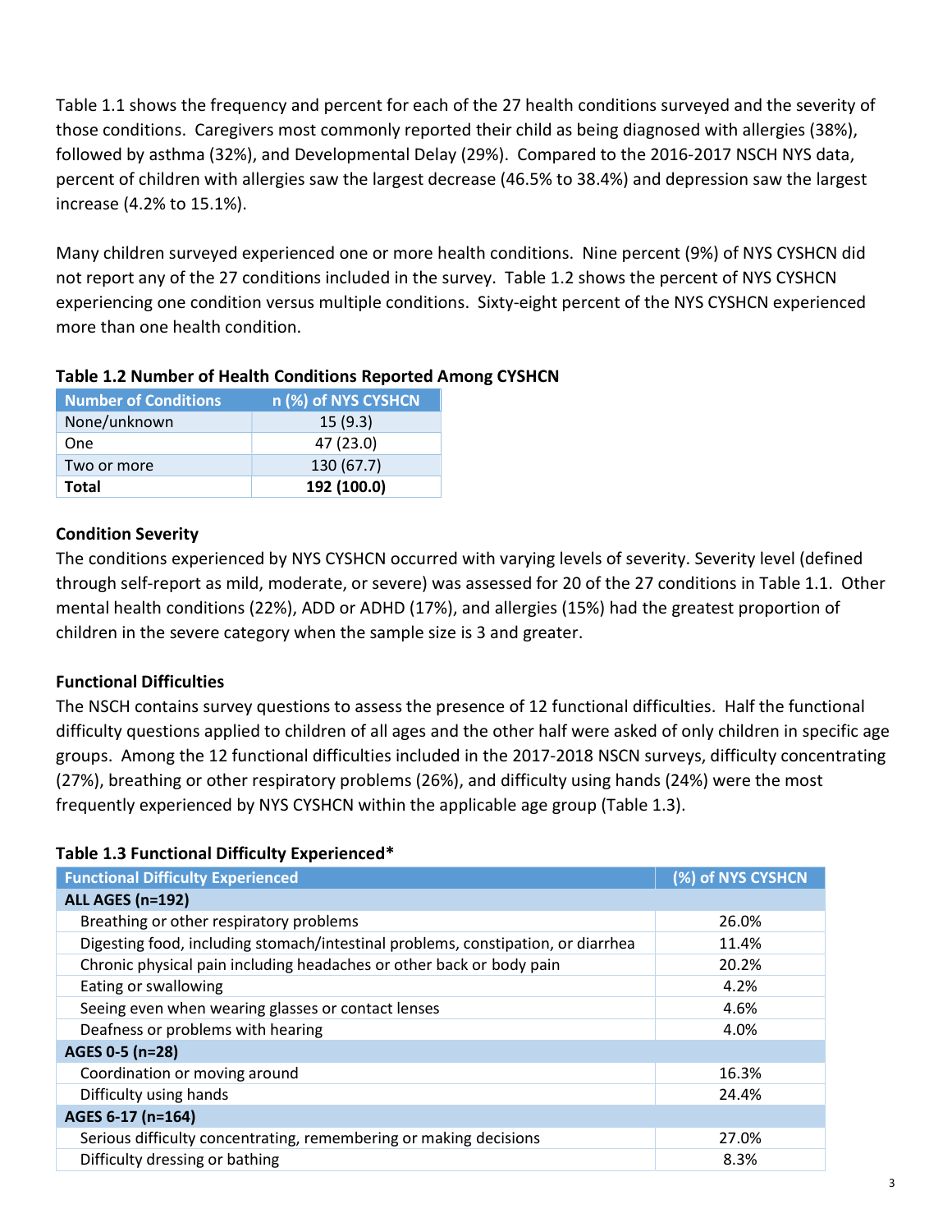Table 1.1 shows the frequency and percent for each of the 27 health conditions surveyed and the severity of those conditions. Caregivers most commonly reported their child as being diagnosed with allergies (38%), followed by asthma (32%), and Developmental Delay (29%). Compared to the 2016-2017 NSCH NYS data, percent of children with allergies saw the largest decrease (46.5% to 38.4%) and depression saw the largest increase (4.2% to 15.1%).

Many children surveyed experienced one or more health conditions. Nine percent (9%) of NYS CYSHCN did not report any of the 27 conditions included in the survey. Table 1.2 shows the percent of NYS CYSHCN experiencing one condition versus multiple conditions. Sixty-eight percent of the NYS CYSHCN experienced more than one health condition.

**Table 1.2 Number of Health Conditions Reported Among CYSHCN**

| Number of Conditions | n (%) of NYS CYSHCN |
|---|---|
| None/unknown | 15 (9.3) |
| One | 47 (23.0) |
| Two or more | 130 (67.7) |
| **Total** | **192 (100.0)** |

### Condition Severity

The conditions experienced by NYS CYSHCN occurred with varying levels of severity. Severity level (defined through self-report as mild, moderate, or severe) was assessed for 20 of the 27 conditions in Table 1.1. Other mental health conditions (22%), ADD or ADHD (17%), and allergies (15%) had the greatest proportion of children in the severe category when the sample size is 3 and greater.

### Functional Difficulties

The NSCH contains survey questions to assess the presence of 12 functional difficulties. Half the functional difficulty questions applied to children of all ages and the other half were asked of only children in specific age groups. Among the 12 functional difficulties included in the 2017-2018 NSCN surveys, difficulty concentrating (27%), breathing or other respiratory problems (26%), and difficulty using hands (24%) were the most frequently experienced by NYS CYSHCN within the applicable age group (Table 1.3).

**Table 1.3 Functional Difficulty Experienced***

| Functional Difficulty Experienced | (%) of NYS CYSHCN |
|---|---|
| **ALL AGES (n=192)** | |
| Breathing or other respiratory problems | 26.0% |
| Digesting food, including stomach/intestinal problems, constipation, or diarrhea | 11.4% |
| Chronic physical pain including headaches or other back or body pain | 20.2% |
| Eating or swallowing | 4.2% |
| Seeing even when wearing glasses or contact lenses | 4.6% |
| Deafness or problems with hearing | 4.0% |
| **AGES 0-5 (n=28)** | |
| Coordination or moving around | 16.3% |
| Difficulty using hands | 24.4% |
| **AGES 6-17 (n=164)** | |
| Serious difficulty concentrating, remembering or making decisions | 27.0% |
| Difficulty dressing or bathing | 8.3% |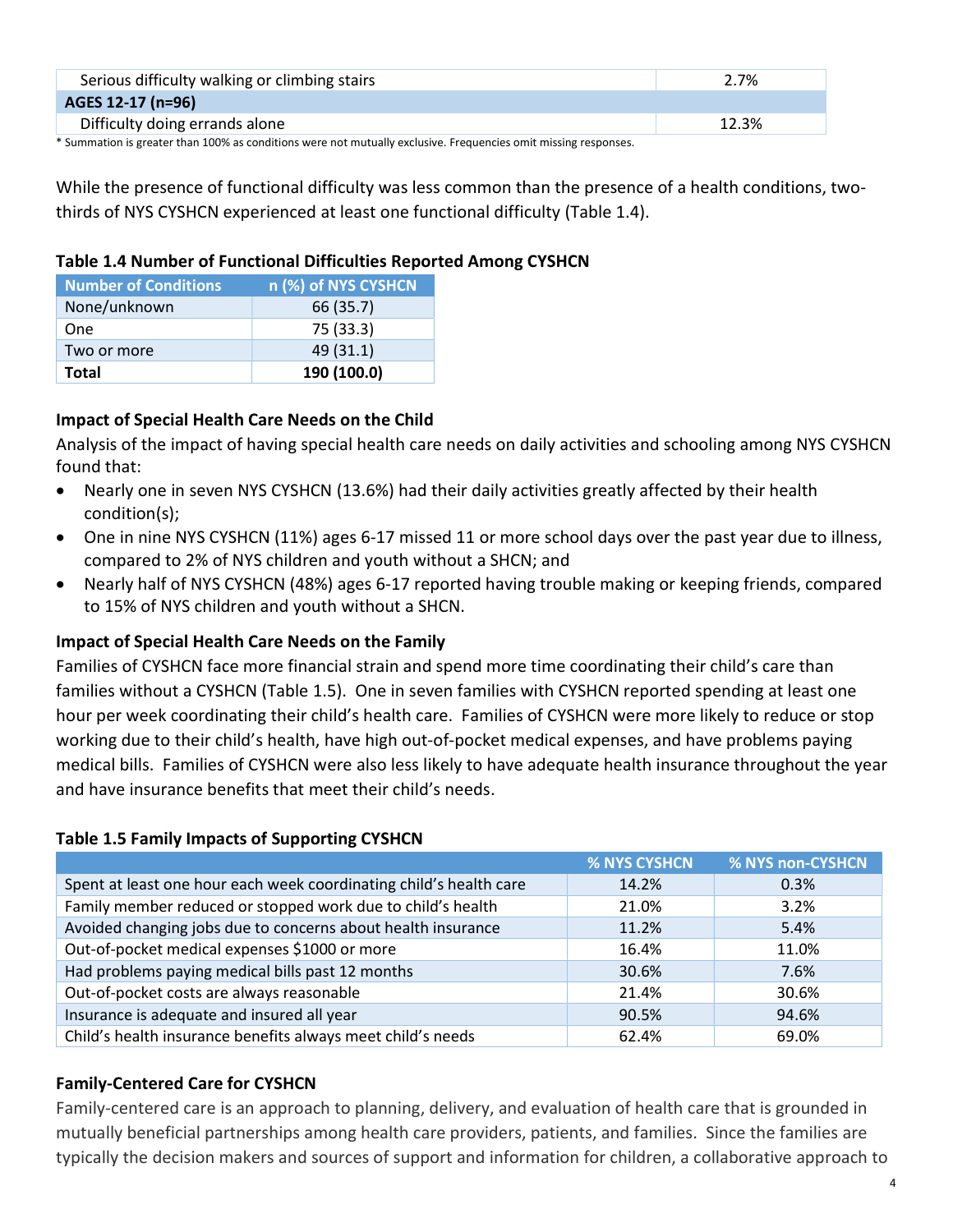| | |
|---|---|
| Serious difficulty walking or climbing stairs | 2.7% |
| **AGES 12-17 (n=96)** | |
| Difficulty doing errands alone | 12.3% |

\* Summation is greater than 100% as conditions were not mutually exclusive. Frequencies omit missing responses.

While the presence of functional difficulty was less common than the presence of a health conditions, two-thirds of NYS CYSHCN experienced at least one functional difficulty (Table 1.4).

**Table 1.4 Number of Functional Difficulties Reported Among CYSHCN**

| Number of Conditions | n (%) of NYS CYSHCN |
|---|---|
| None/unknown | 66 (35.7) |
| One | 75 (33.3) |
| Two or more | 49 (31.1) |
| **Total** | **190 (100.0)** |

### Impact of Special Health Care Needs on the Child

Analysis of the impact of having special health care needs on daily activities and schooling among NYS CYSHCN found that:

- Nearly one in seven NYS CYSHCN (13.6%) had their daily activities greatly affected by their health condition(s);
- One in nine NYS CYSHCN (11%) ages 6-17 missed 11 or more school days over the past year due to illness, compared to 2% of NYS children and youth without a SHCN; and
- Nearly half of NYS CYSHCN (48%) ages 6-17 reported having trouble making or keeping friends, compared to 15% of NYS children and youth without a SHCN.

### Impact of Special Health Care Needs on the Family

Families of CYSHCN face more financial strain and spend more time coordinating their child's care than families without a CYSHCN (Table 1.5). One in seven families with CYSHCN reported spending at least one hour per week coordinating their child's health care. Families of CYSHCN were more likely to reduce or stop working due to their child's health, have high out-of-pocket medical expenses, and have problems paying medical bills. Families of CYSHCN were also less likely to have adequate health insurance throughout the year and have insurance benefits that meet their child's needs.

**Table 1.5 Family Impacts of Supporting CYSHCN**

| | % NYS CYSHCN | % NYS non-CYSHCN |
|---|---|---|
| Spent at least one hour each week coordinating child's health care | 14.2% | 0.3% |
| Family member reduced or stopped work due to child's health | 21.0% | 3.2% |
| Avoided changing jobs due to concerns about health insurance | 11.2% | 5.4% |
| Out-of-pocket medical expenses $1000 or more | 16.4% | 11.0% |
| Had problems paying medical bills past 12 months | 30.6% | 7.6% |
| Out-of-pocket costs are always reasonable | 21.4% | 30.6% |
| Insurance is adequate and insured all year | 90.5% | 94.6% |
| Child's health insurance benefits always meet child's needs | 62.4% | 69.0% |

### Family-Centered Care for CYSHCN

Family-centered care is an approach to planning, delivery, and evaluation of health care that is grounded in mutually beneficial partnerships among health care providers, patients, and families. Since the families are typically the decision makers and sources of support and information for children, a collaborative approach to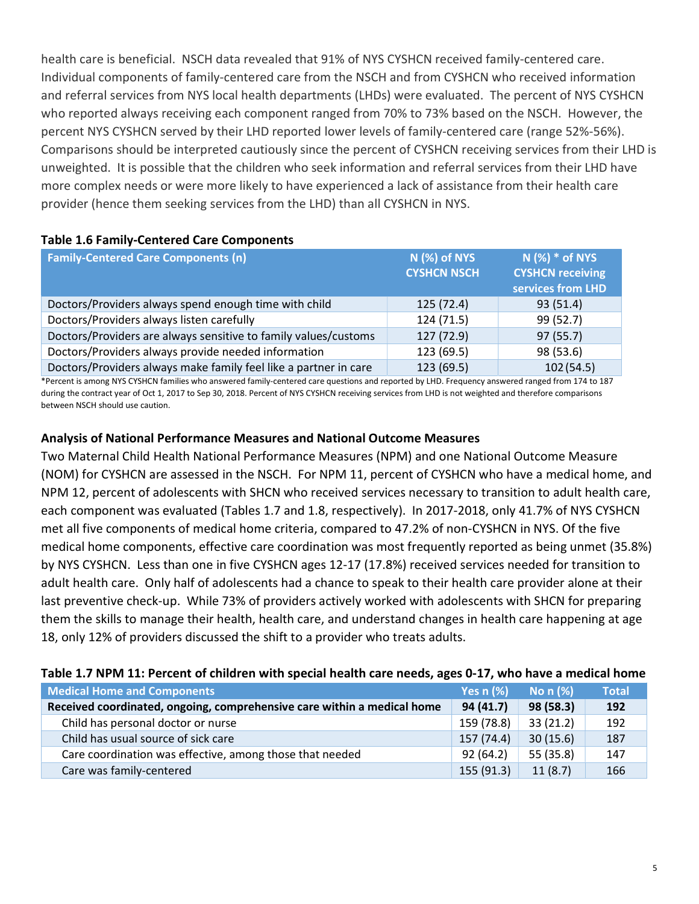health care is beneficial. NSCH data revealed that 91% of NYS CYSHCN received family-centered care. Individual components of family-centered care from the NSCH and from CYSHCN who received information and referral services from NYS local health departments (LHDs) were evaluated. The percent of NYS CYSHCN who reported always receiving each component ranged from 70% to 73% based on the NSCH. However, the percent NYS CYSHCN served by their LHD reported lower levels of family-centered care (range 52%-56%). Comparisons should be interpreted cautiously since the percent of CYSHCN receiving services from their LHD is unweighted. It is possible that the children who seek information and referral services from their LHD have more complex needs or were more likely to have experienced a lack of assistance from their health care provider (hence them seeking services from the LHD) than all CYSHCN in NYS.

**Table 1.6 Family-Centered Care Components**

| Family-Centered Care Components (n) | N (%) of NYS CYSHCN NSCH | N (%) * of NYS CYSHCN receiving services from LHD |
|---|---|---|
| Doctors/Providers always spend enough time with child | 125 (72.4) | 93 (51.4) |
| Doctors/Providers always listen carefully | 124 (71.5) | 99 (52.7) |
| Doctors/Providers are always sensitive to family values/customs | 127 (72.9) | 97 (55.7) |
| Doctors/Providers always provide needed information | 123 (69.5) | 98 (53.6) |
| Doctors/Providers always make family feel like a partner in care | 123 (69.5) | 102 (54.5) |

*Percent is among NYS CYSHCN families who answered family-centered care questions and reported by LHD. Frequency answered ranged from 174 to 187 during the contract year of Oct 1, 2017 to Sep 30, 2018. Percent of NYS CYSHCN receiving services from LHD is not weighted and therefore comparisons between NSCH should use caution.

### Analysis of National Performance Measures and National Outcome Measures

Two Maternal Child Health National Performance Measures (NPM) and one National Outcome Measure (NOM) for CYSHCN are assessed in the NSCH. For NPM 11, percent of CYSHCN who have a medical home, and NPM 12, percent of adolescents with SHCN who received services necessary to transition to adult health care, each component was evaluated (Tables 1.7 and 1.8, respectively). In 2017-2018, only 41.7% of NYS CYSHCN met all five components of medical home criteria, compared to 47.2% of non-CYSHCN in NYS. Of the five medical home components, effective care coordination was most frequently reported as being unmet (35.8%) by NYS CYSHCN. Less than one in five CYSHCN ages 12-17 (17.8%) received services needed for transition to adult health care. Only half of adolescents had a chance to speak to their health care provider alone at their last preventive check-up. While 73% of providers actively worked with adolescents with SHCN for preparing them the skills to manage their health, health care, and understand changes in health care happening at age 18, only 12% of providers discussed the shift to a provider who treats adults.

**Table 1.7 NPM 11: Percent of children with special health care needs, ages 0-17, who have a medical home**

| Medical Home and Components | Yes n (%) | No n (%) | Total |
|---|---|---|---|
| **Received coordinated, ongoing, comprehensive care within a medical home** | **94 (41.7)** | **98 (58.3)** | **192** |
| Child has personal doctor or nurse | 159 (78.8) | 33 (21.2) | 192 |
| Child has usual source of sick care | 157 (74.4) | 30 (15.6) | 187 |
| Care coordination was effective, among those that needed | 92 (64.2) | 55 (35.8) | 147 |
| Care was family-centered | 155 (91.3) | 11 (8.7) | 166 |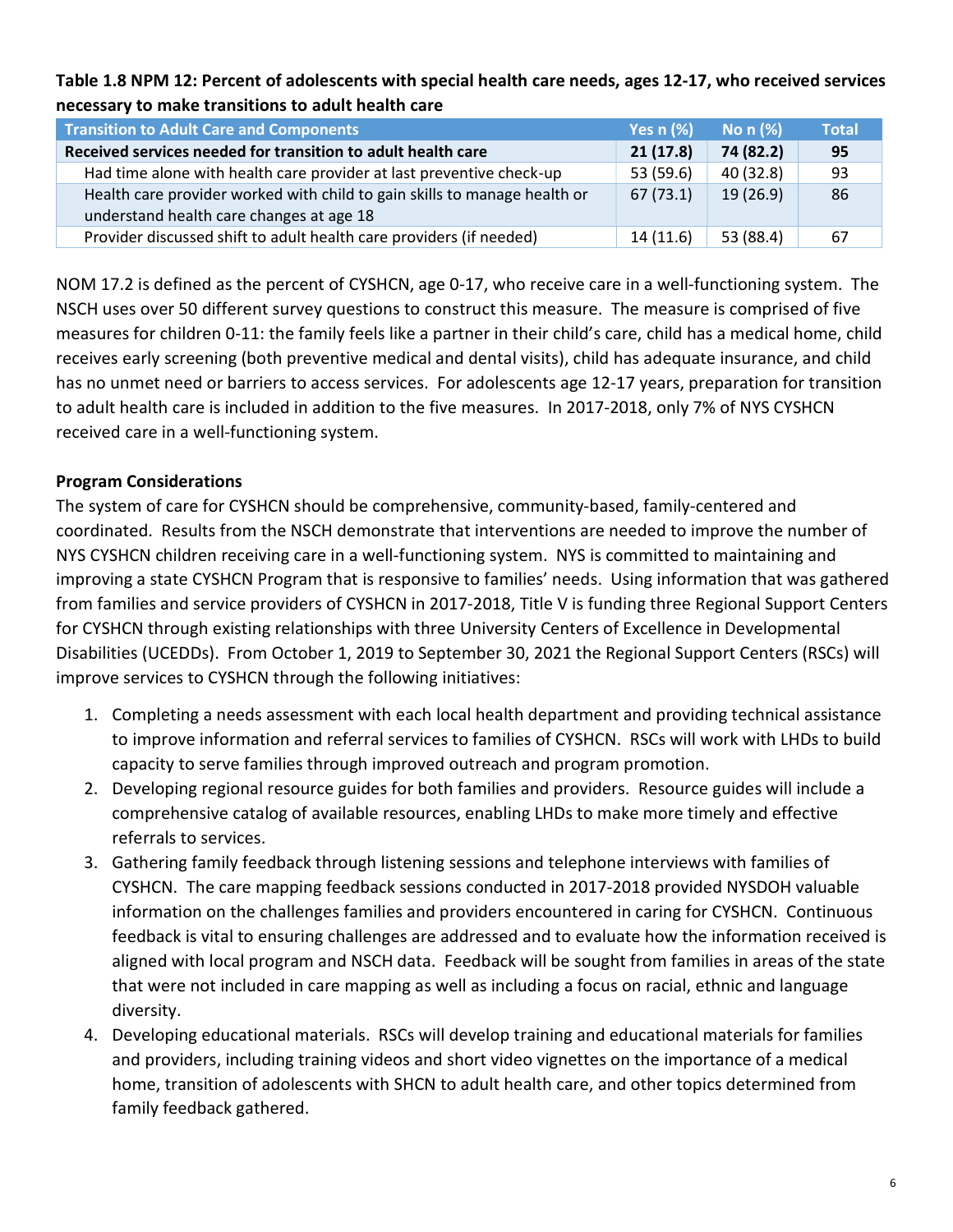**Table 1.8 NPM 12: Percent of adolescents with special health care needs, ages 12-17, who received services necessary to make transitions to adult health care**

| Transition to Adult Care and Components | Yes n (%) | No n (%) | Total |
|---|---|---|---|
| **Received services needed for transition to adult health care** | **21 (17.8)** | **74 (82.2)** | **95** |
| Had time alone with health care provider at last preventive check-up | 53 (59.6) | 40 (32.8) | 93 |
| Health care provider worked with child to gain skills to manage health or understand health care changes at age 18 | 67 (73.1) | 19 (26.9) | 86 |
| Provider discussed shift to adult health care providers (if needed) | 14 (11.6) | 53 (88.4) | 67 |

NOM 17.2 is defined as the percent of CYSHCN, age 0-17, who receive care in a well-functioning system. The NSCH uses over 50 different survey questions to construct this measure. The measure is comprised of five measures for children 0-11: the family feels like a partner in their child's care, child has a medical home, child receives early screening (both preventive medical and dental visits), child has adequate insurance, and child has no unmet need or barriers to access services. For adolescents age 12-17 years, preparation for transition to adult health care is included in addition to the five measures. In 2017-2018, only 7% of NYS CYSHCN received care in a well-functioning system.

**Program Considerations**

The system of care for CYSHCN should be comprehensive, community-based, family-centered and coordinated. Results from the NSCH demonstrate that interventions are needed to improve the number of NYS CYSHCN children receiving care in a well-functioning system. NYS is committed to maintaining and improving a state CYSHCN Program that is responsive to families' needs. Using information that was gathered from families and service providers of CYSHCN in 2017-2018, Title V is funding three Regional Support Centers for CYSHCN through existing relationships with three University Centers of Excellence in Developmental Disabilities (UCEDDs). From October 1, 2019 to September 30, 2021 the Regional Support Centers (RSCs) will improve services to CYSHCN through the following initiatives:

1. Completing a needs assessment with each local health department and providing technical assistance to improve information and referral services to families of CYSHCN. RSCs will work with LHDs to build capacity to serve families through improved outreach and program promotion.
2. Developing regional resource guides for both families and providers. Resource guides will include a comprehensive catalog of available resources, enabling LHDs to make more timely and effective referrals to services.
3. Gathering family feedback through listening sessions and telephone interviews with families of CYSHCN. The care mapping feedback sessions conducted in 2017-2018 provided NYSDOH valuable information on the challenges families and providers encountered in caring for CYSHCN. Continuous feedback is vital to ensuring challenges are addressed and to evaluate how the information received is aligned with local program and NSCH data. Feedback will be sought from families in areas of the state that were not included in care mapping as well as including a focus on racial, ethnic and language diversity.
4. Developing educational materials. RSCs will develop training and educational materials for families and providers, including training videos and short video vignettes on the importance of a medical home, transition of adolescents with SHCN to adult health care, and other topics determined from family feedback gathered.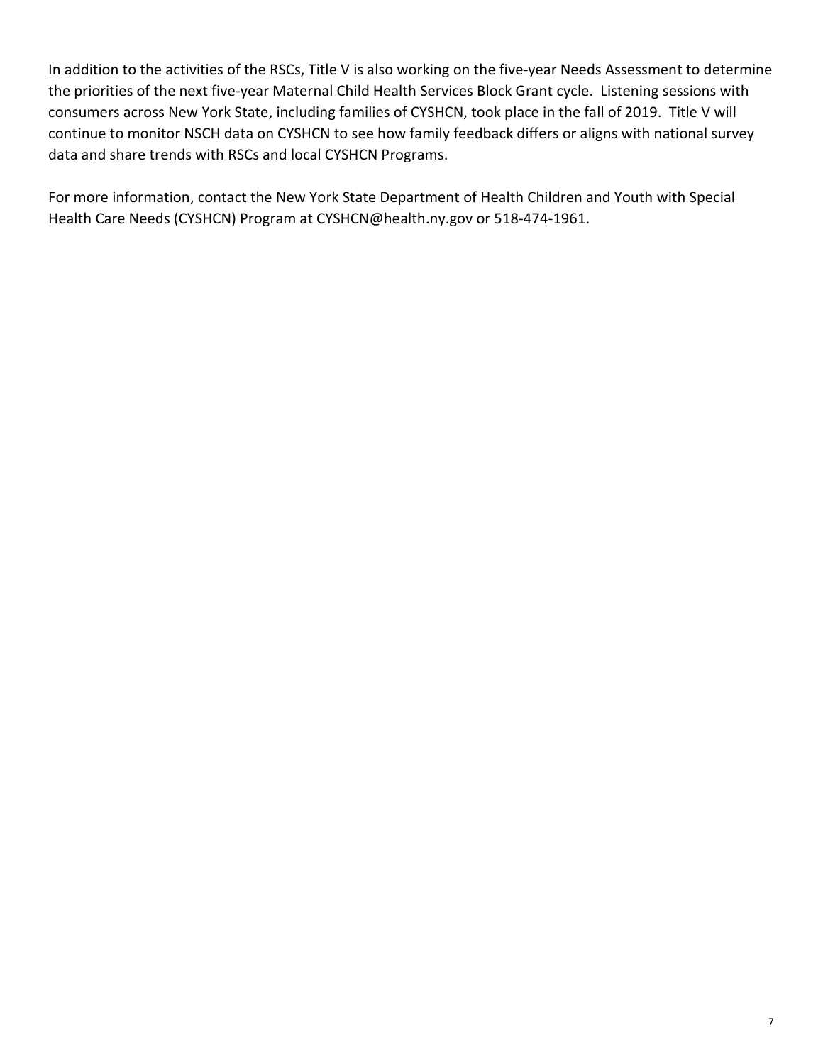In addition to the activities of the RSCs, Title V is also working on the five-year Needs Assessment to determine the priorities of the next five-year Maternal Child Health Services Block Grant cycle. Listening sessions with consumers across New York State, including families of CYSHCN, took place in the fall of 2019. Title V will continue to monitor NSCH data on CYSHCN to see how family feedback differs or aligns with national survey data and share trends with RSCs and local CYSHCN Programs.

For more information, contact the New York State Department of Health Children and Youth with Special Health Care Needs (CYSHCN) Program at CYSHCN@health.ny.gov or 518-474-1961.